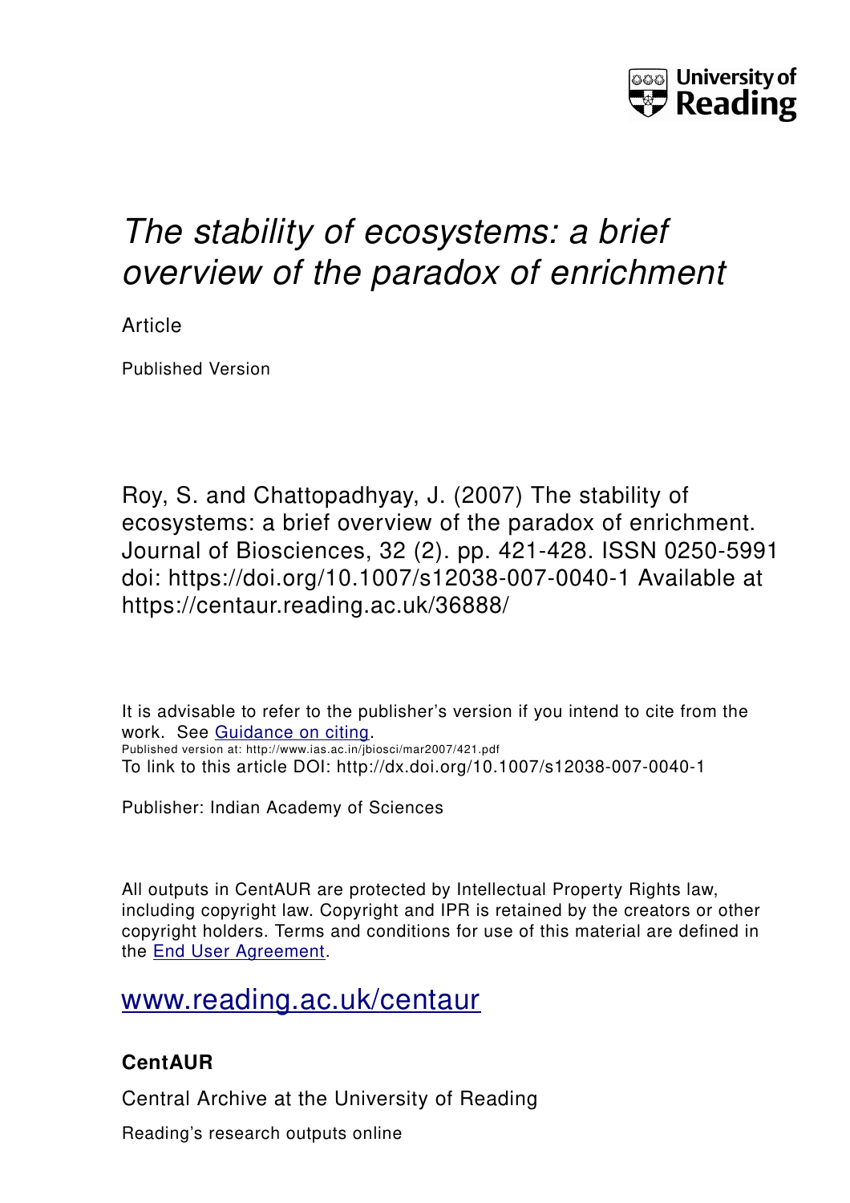University of Reading

# *The stability of ecosystems: a brief overview of the paradox of enrichment*

Article

Published Version

Roy, S. and Chattopadhyay, J. (2007) The stability of ecosystems: a brief overview of the paradox of enrichment. Journal of Biosciences, 32 (2). pp. 421-428. ISSN 0250-5991 doi: https://doi.org/10.1007/s12038-007-0040-1 Available at https://centaur.reading.ac.uk/36888/

It is advisable to refer to the publisher's version if you intend to cite from the work. See [Guidance on citing](http://centaur.reading.ac.uk/71187/10/CentAUR%20citing%20guide.pdf).
Published version at: http://www.ias.ac.in/jbiosci/mar2007/421.pdf
To link to this article DOI: http://dx.doi.org/10.1007/s12038-007-0040-1

Publisher: Indian Academy of Sciences

All outputs in CentAUR are protected by Intellectual Property Rights law, including copyright law. Copyright and IPR is retained by the creators or other copyright holders. Terms and conditions for use of this material are defined in the [End User Agreement](http://centaur.reading.ac.uk/licence).

[www.reading.ac.uk/centaur](http://www.reading.ac.uk/centaur)

### CentAUR

Central Archive at the University of Reading

Reading's research outputs online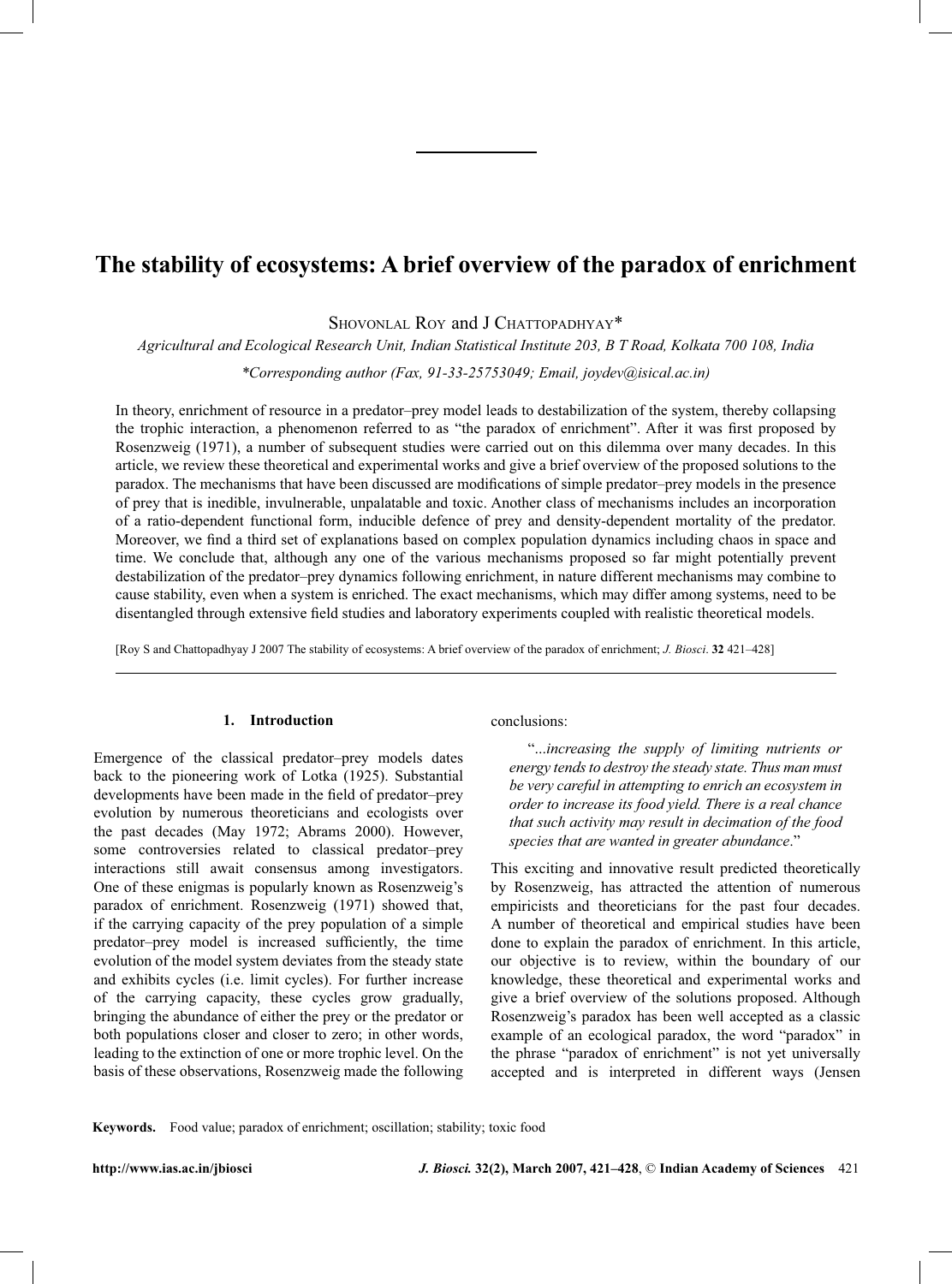# The stability of ecosystems: A brief overview of the paradox of enrichment

Shovonlal Roy and J Chattopadhyay*

*Agricultural and Ecological Research Unit, Indian Statistical Institute 203, B T Road, Kolkata 700 108, India*

*\*Corresponding author (Fax, 91-33-25753049; Email, joydev@isical.ac.in)*

In theory, enrichment of resource in a predator–prey model leads to destabilization of the system, thereby collapsing the trophic interaction, a phenomenon referred to as "the paradox of enrichment". After it was first proposed by Rosenzweig (1971), a number of subsequent studies were carried out on this dilemma over many decades. In this article, we review these theoretical and experimental works and give a brief overview of the proposed solutions to the paradox. The mechanisms that have been discussed are modifications of simple predator–prey models in the presence of prey that is inedible, invulnerable, unpalatable and toxic. Another class of mechanisms includes an incorporation of a ratio-dependent functional form, inducible defence of prey and density-dependent mortality of the predator. Moreover, we find a third set of explanations based on complex population dynamics including chaos in space and time. We conclude that, although any one of the various mechanisms proposed so far might potentially prevent destabilization of the predator–prey dynamics following enrichment, in nature different mechanisms may combine to cause stability, even when a system is enriched. The exact mechanisms, which may differ among systems, need to be disentangled through extensive field studies and laboratory experiments coupled with realistic theoretical models.

[Roy S and Chattopadhyay J 2007 The stability of ecosystems: A brief overview of the paradox of enrichment; *J. Biosci*. **32** 421–428]

## 1. Introduction

Emergence of the classical predator–prey models dates back to the pioneering work of Lotka (1925). Substantial developments have been made in the field of predator–prey evolution by numerous theoreticians and ecologists over the past decades (May 1972; Abrams 2000). However, some controversies related to classical predator–prey interactions still await consensus among investigators. One of these enigmas is popularly known as Rosenzweig's paradox of enrichment. Rosenzweig (1971) showed that, if the carrying capacity of the prey population of a simple predator–prey model is increased sufficiently, the time evolution of the model system deviates from the steady state and exhibits cycles (i.e. limit cycles). For further increase of the carrying capacity, these cycles grow gradually, bringing the abundance of either the prey or the predator or both populations closer and closer to zero; in other words, leading to the extinction of one or more trophic level. On the basis of these observations, Rosenzweig made the following conclusions:

> "*...increasing the supply of limiting nutrients or energy tends to destroy the steady state. Thus man must be very careful in attempting to enrich an ecosystem in order to increase its food yield. There is a real chance that such activity may result in decimation of the food species that are wanted in greater abundance*."

This exciting and innovative result predicted theoretically by Rosenzweig, has attracted the attention of numerous empiricists and theoreticians for the past four decades. A number of theoretical and empirical studies have been done to explain the paradox of enrichment. In this article, our objective is to review, within the boundary of our knowledge, these theoretical and experimental works and give a brief overview of the solutions proposed. Although Rosenzweig's paradox has been well accepted as a classic example of an ecological paradox, the word "paradox" in the phrase "paradox of enrichment" is not yet universally accepted and is interpreted in different ways (Jensen

**Keywords.** Food value; paradox of enrichment; oscillation; stability; toxic food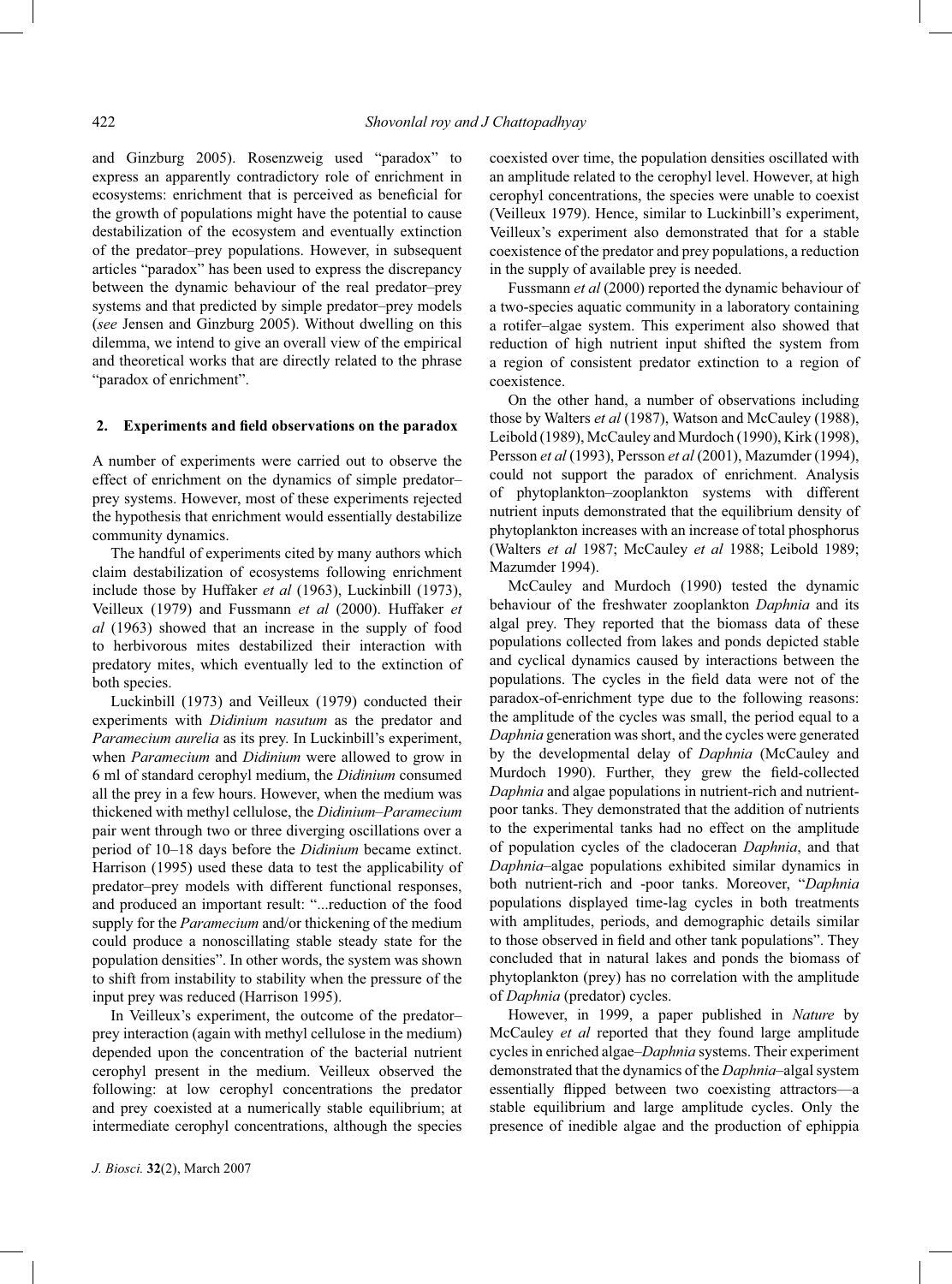and Ginzburg 2005). Rosenzweig used "paradox" to express an apparently contradictory role of enrichment in ecosystems: enrichment that is perceived as beneficial for the growth of populations might have the potential to cause destabilization of the ecosystem and eventually extinction of the predator–prey populations. However, in subsequent articles "paradox" has been used to express the discrepancy between the dynamic behaviour of the real predator–prey systems and that predicted by simple predator–prey models (*see* Jensen and Ginzburg 2005). Without dwelling on this dilemma, we intend to give an overall view of the empirical and theoretical works that are directly related to the phrase "paradox of enrichment".

## 2. Experiments and field observations on the paradox

A number of experiments were carried out to observe the effect of enrichment on the dynamics of simple predator–prey systems. However, most of these experiments rejected the hypothesis that enrichment would essentially destabilize community dynamics.

The handful of experiments cited by many authors which claim destabilization of ecosystems following enrichment include those by Huffaker *et al* (1963), Luckinbill (1973), Veilleux (1979) and Fussmann *et al* (2000). Huffaker *et al* (1963) showed that an increase in the supply of food to herbivorous mites destabilized their interaction with predatory mites, which eventually led to the extinction of both species.

Luckinbill (1973) and Veilleux (1979) conducted their experiments with *Didinium nasutum* as the predator and *Paramecium aurelia* as its prey. In Luckinbill's experiment, when *Paramecium* and *Didinium* were allowed to grow in 6 ml of standard cerophyl medium, the *Didinium* consumed all the prey in a few hours. However, when the medium was thickened with methyl cellulose, the *Didinium–Paramecium* pair went through two or three diverging oscillations over a period of 10–18 days before the *Didinium* became extinct. Harrison (1995) used these data to test the applicability of predator–prey models with different functional responses, and produced an important result: "...reduction of the food supply for the *Paramecium* and/or thickening of the medium could produce a nonoscillating stable steady state for the population densities". In other words, the system was shown to shift from instability to stability when the pressure of the input prey was reduced (Harrison 1995).

In Veilleux's experiment, the outcome of the predator–prey interaction (again with methyl cellulose in the medium) depended upon the concentration of the bacterial nutrient cerophyl present in the medium. Veilleux observed the following: at low cerophyl concentrations the predator and prey coexisted at a numerically stable equilibrium; at intermediate cerophyl concentrations, although the species coexisted over time, the population densities oscillated with an amplitude related to the cerophyl level. However, at high cerophyl concentrations, the species were unable to coexist (Veilleux 1979). Hence, similar to Luckinbill's experiment, Veilleux's experiment also demonstrated that for a stable coexistence of the predator and prey populations, a reduction in the supply of available prey is needed.

Fussmann *et al* (2000) reported the dynamic behaviour of a two-species aquatic community in a laboratory containing a rotifer–algae system. This experiment also showed that reduction of high nutrient input shifted the system from a region of consistent predator extinction to a region of coexistence.

On the other hand, a number of observations including those by Walters *et al* (1987), Watson and McCauley (1988), Leibold (1989), McCauley and Murdoch (1990), Kirk (1998), Persson *et al* (1993), Persson *et al* (2001), Mazumder (1994), could not support the paradox of enrichment. Analysis of phytoplankton–zooplankton systems with different nutrient inputs demonstrated that the equilibrium density of phytoplankton increases with an increase of total phosphorus (Walters *et al* 1987; McCauley *et al* 1988; Leibold 1989; Mazumder 1994).

McCauley and Murdoch (1990) tested the dynamic behaviour of the freshwater zooplankton *Daphnia* and its algal prey. They reported that the biomass data of these populations collected from lakes and ponds depicted stable and cyclical dynamics caused by interactions between the populations. The cycles in the field data were not of the paradox-of-enrichment type due to the following reasons: the amplitude of the cycles was small, the period equal to a *Daphnia* generation was short, and the cycles were generated by the developmental delay of *Daphnia* (McCauley and Murdoch 1990). Further, they grew the field-collected *Daphnia* and algae populations in nutrient-rich and nutrient-poor tanks. They demonstrated that the addition of nutrients to the experimental tanks had no effect on the amplitude of population cycles of the cladoceran *Daphnia*, and that *Daphnia*–algae populations exhibited similar dynamics in both nutrient-rich and -poor tanks. Moreover, "*Daphnia* populations displayed time-lag cycles in both treatments with amplitudes, periods, and demographic details similar to those observed in field and other tank populations". They concluded that in natural lakes and ponds the biomass of phytoplankton (prey) has no correlation with the amplitude of *Daphnia* (predator) cycles.

However, in 1999, a paper published in *Nature* by McCauley *et al* reported that they found large amplitude cycles in enriched algae–*Daphnia* systems. Their experiment demonstrated that the dynamics of the *Daphnia*–algal system essentially flipped between two coexisting attractors—a stable equilibrium and large amplitude cycles. Only the presence of inedible algae and the production of ephippia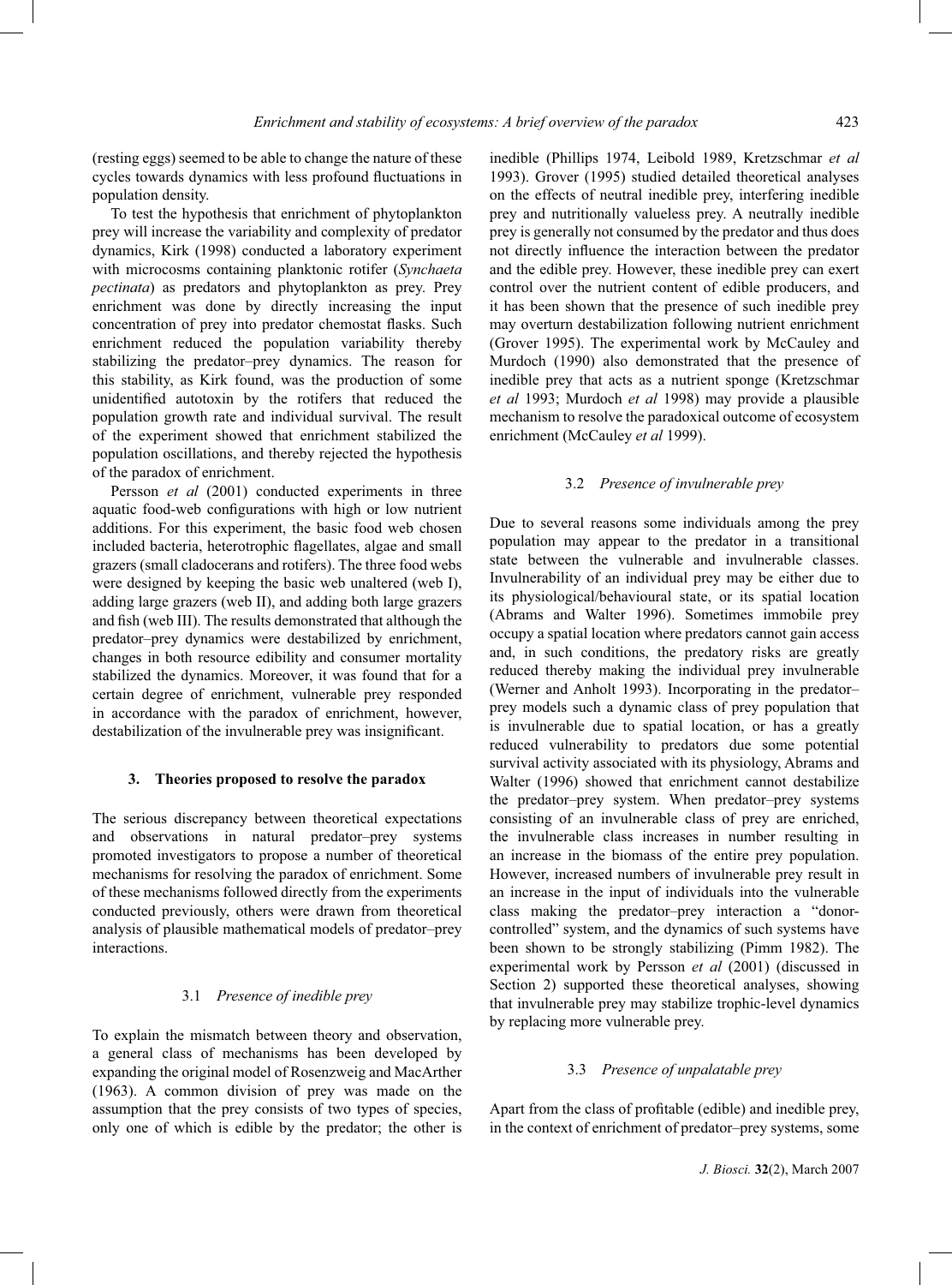(resting eggs) seemed to be able to change the nature of these cycles towards dynamics with less profound fluctuations in population density.

To test the hypothesis that enrichment of phytoplankton prey will increase the variability and complexity of predator dynamics, Kirk (1998) conducted a laboratory experiment with microcosms containing planktonic rotifer (*Synchaeta pectinata*) as predators and phytoplankton as prey. Prey enrichment was done by directly increasing the input concentration of prey into predator chemostat flasks. Such enrichment reduced the population variability thereby stabilizing the predator–prey dynamics. The reason for this stability, as Kirk found, was the production of some unidentified autotoxin by the rotifers that reduced the population growth rate and individual survival. The result of the experiment showed that enrichment stabilized the population oscillations, and thereby rejected the hypothesis of the paradox of enrichment.

Persson *et al* (2001) conducted experiments in three aquatic food-web configurations with high or low nutrient additions. For this experiment, the basic food web chosen included bacteria, heterotrophic flagellates, algae and small grazers (small cladocerans and rotifers). The three food webs were designed by keeping the basic web unaltered (web I), adding large grazers (web II), and adding both large grazers and fish (web III). The results demonstrated that although the predator–prey dynamics were destabilized by enrichment, changes in both resource edibility and consumer mortality stabilized the dynamics. Moreover, it was found that for a certain degree of enrichment, vulnerable prey responded in accordance with the paradox of enrichment, however, destabilization of the invulnerable prey was insignificant.

## 3. Theories proposed to resolve the paradox

The serious discrepancy between theoretical expectations and observations in natural predator–prey systems promoted investigators to propose a number of theoretical mechanisms for resolving the paradox of enrichment. Some of these mechanisms followed directly from the experiments conducted previously, others were drawn from theoretical analysis of plausible mathematical models of predator–prey interactions.

### 3.1 *Presence of inedible prey*

To explain the mismatch between theory and observation, a general class of mechanisms has been developed by expanding the original model of Rosenzweig and MacArther (1963). A common division of prey was made on the assumption that the prey consists of two types of species, only one of which is edible by the predator; the other is inedible (Phillips 1974, Leibold 1989, Kretzschmar *et al* 1993). Grover (1995) studied detailed theoretical analyses on the effects of neutral inedible prey, interfering inedible prey and nutritionally valueless prey. A neutrally inedible prey is generally not consumed by the predator and thus does not directly influence the interaction between the predator and the edible prey. However, these inedible prey can exert control over the nutrient content of edible producers, and it has been shown that the presence of such inedible prey may overturn destabilization following nutrient enrichment (Grover 1995). The experimental work by McCauley and Murdoch (1990) also demonstrated that the presence of inedible prey that acts as a nutrient sponge (Kretzschmar *et al* 1993; Murdoch *et al* 1998) may provide a plausible mechanism to resolve the paradoxical outcome of ecosystem enrichment (McCauley *et al* 1999).

### 3.2 *Presence of invulnerable prey*

Due to several reasons some individuals among the prey population may appear to the predator in a transitional state between the vulnerable and invulnerable classes. Invulnerability of an individual prey may be either due to its physiological/behavioural state, or its spatial location (Abrams and Walter 1996). Sometimes immobile prey occupy a spatial location where predators cannot gain access and, in such conditions, the predatory risks are greatly reduced thereby making the individual prey invulnerable (Werner and Anholt 1993). Incorporating in the predator–prey models such a dynamic class of prey population that is invulnerable due to spatial location, or has a greatly reduced vulnerability to predators due some potential survival activity associated with its physiology, Abrams and Walter (1996) showed that enrichment cannot destabilize the predator–prey system. When predator–prey systems consisting of an invulnerable class of prey are enriched, the invulnerable class increases in number resulting in an increase in the biomass of the entire prey population. However, increased numbers of invulnerable prey result in an increase in the input of individuals into the vulnerable class making the predator–prey interaction a "donor-controlled" system, and the dynamics of such systems have been shown to be strongly stabilizing (Pimm 1982). The experimental work by Persson *et al* (2001) (discussed in Section 2) supported these theoretical analyses, showing that invulnerable prey may stabilize trophic-level dynamics by replacing more vulnerable prey.

### 3.3 *Presence of unpalatable prey*

Apart from the class of profitable (edible) and inedible prey, in the context of enrichment of predator–prey systems, some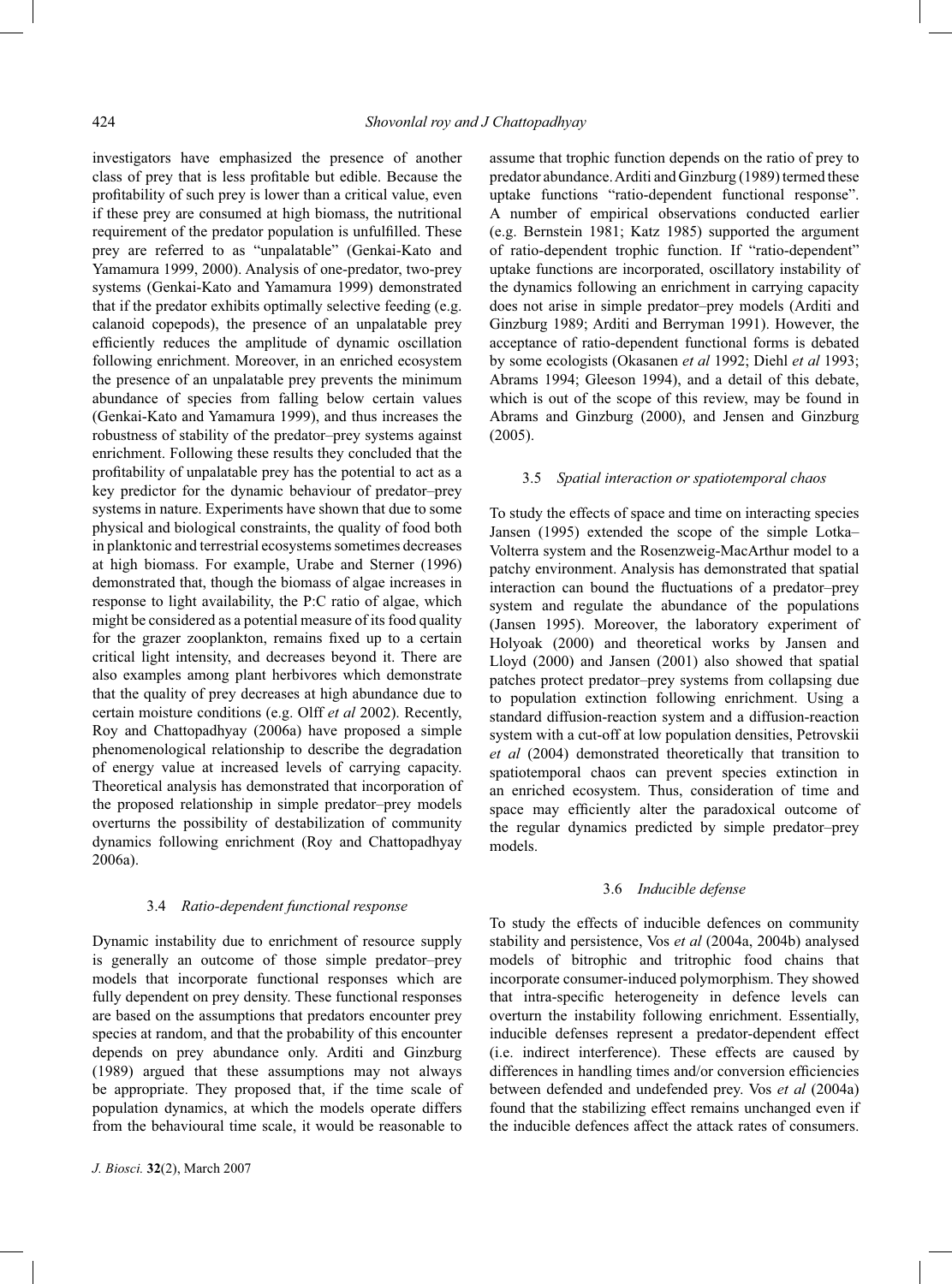investigators have emphasized the presence of another class of prey that is less profitable but edible. Because the profitability of such prey is lower than a critical value, even if these prey are consumed at high biomass, the nutritional requirement of the predator population is unfulfilled. These prey are referred to as "unpalatable" (Genkai-Kato and Yamamura 1999, 2000). Analysis of one-predator, two-prey systems (Genkai-Kato and Yamamura 1999) demonstrated that if the predator exhibits optimally selective feeding (e.g. calanoid copepods), the presence of an unpalatable prey efficiently reduces the amplitude of dynamic oscillation following enrichment. Moreover, in an enriched ecosystem the presence of an unpalatable prey prevents the minimum abundance of species from falling below certain values (Genkai-Kato and Yamamura 1999), and thus increases the robustness of stability of the predator–prey systems against enrichment. Following these results they concluded that the profitability of unpalatable prey has the potential to act as a key predictor for the dynamic behaviour of predator–prey systems in nature. Experiments have shown that due to some physical and biological constraints, the quality of food both in planktonic and terrestrial ecosystems sometimes decreases at high biomass. For example, Urabe and Sterner (1996) demonstrated that, though the biomass of algae increases in response to light availability, the P:C ratio of algae, which might be considered as a potential measure of its food quality for the grazer zooplankton, remains fixed up to a certain critical light intensity, and decreases beyond it. There are also examples among plant herbivores which demonstrate that the quality of prey decreases at high abundance due to certain moisture conditions (e.g. Olff *et al* 2002). Recently, Roy and Chattopadhyay (2006a) have proposed a simple phenomenological relationship to describe the degradation of energy value at increased levels of carrying capacity. Theoretical analysis has demonstrated that incorporation of the proposed relationship in simple predator–prey models overturns the possibility of destabilization of community dynamics following enrichment (Roy and Chattopadhyay 2006a).

### 3.4 *Ratio-dependent functional response*

Dynamic instability due to enrichment of resource supply is generally an outcome of those simple predator–prey models that incorporate functional responses which are fully dependent on prey density. These functional responses are based on the assumptions that predators encounter prey species at random, and that the probability of this encounter depends on prey abundance only. Arditi and Ginzburg (1989) argued that these assumptions may not always be appropriate. They proposed that, if the time scale of population dynamics, at which the models operate differs from the behavioural time scale, it would be reasonable to assume that trophic function depends on the ratio of prey to predator abundance. Arditi and Ginzburg (1989) termed these uptake functions "ratio-dependent functional response". A number of empirical observations conducted earlier (e.g. Bernstein 1981; Katz 1985) supported the argument of ratio-dependent trophic function. If "ratio-dependent" uptake functions are incorporated, oscillatory instability of the dynamics following an enrichment in carrying capacity does not arise in simple predator–prey models (Arditi and Ginzburg 1989; Arditi and Berryman 1991). However, the acceptance of ratio-dependent functional forms is debated by some ecologists (Okasanen *et al* 1992; Diehl *et al* 1993; Abrams 1994; Gleeson 1994), and a detail of this debate, which is out of the scope of this review, may be found in Abrams and Ginzburg (2000), and Jensen and Ginzburg (2005).

### 3.5 *Spatial interaction or spatiotemporal chaos*

To study the effects of space and time on interacting species Jansen (1995) extended the scope of the simple Lotka–Volterra system and the Rosenzweig-MacArthur model to a patchy environment. Analysis has demonstrated that spatial interaction can bound the fluctuations of a predator–prey system and regulate the abundance of the populations (Jansen 1995). Moreover, the laboratory experiment of Holyoak (2000) and theoretical works by Jansen and Lloyd (2000) and Jansen (2001) also showed that spatial patches protect predator–prey systems from collapsing due to population extinction following enrichment. Using a standard diffusion-reaction system and a diffusion-reaction system with a cut-off at low population densities, Petrovskii *et al* (2004) demonstrated theoretically that transition to spatiotemporal chaos can prevent species extinction in an enriched ecosystem. Thus, consideration of time and space may efficiently alter the paradoxical outcome of the regular dynamics predicted by simple predator–prey models.

### 3.6 *Inducible defense*

To study the effects of inducible defences on community stability and persistence, Vos *et al* (2004a, 2004b) analysed models of bitrophic and tritrophic food chains that incorporate consumer-induced polymorphism. They showed that intra-specific heterogeneity in defence levels can overturn the instability following enrichment. Essentially, inducible defenses represent a predator-dependent effect (i.e. indirect interference). These effects are caused by differences in handling times and/or conversion efficiencies between defended and undefended prey. Vos *et al* (2004a) found that the stabilizing effect remains unchanged even if the inducible defences affect the attack rates of consumers.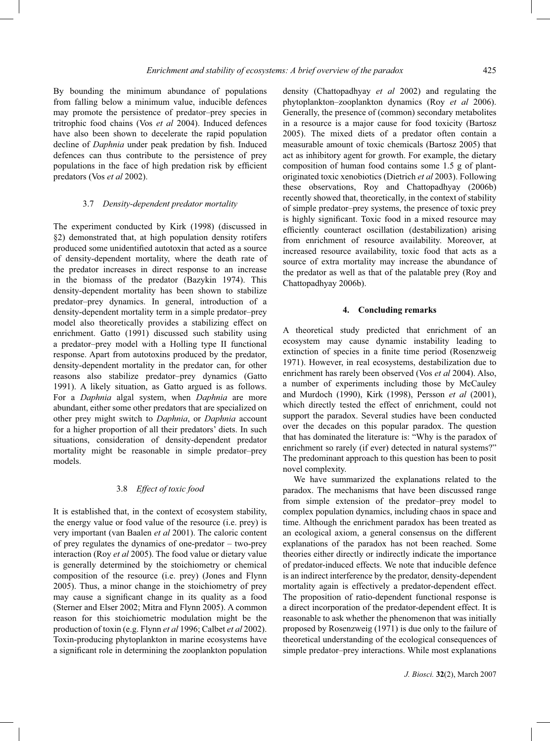By bounding the minimum abundance of populations from falling below a minimum value, inducible defences may promote the persistence of predator–prey species in tritrophic food chains (Vos *et al* 2004). Induced defences have also been shown to decelerate the rapid population decline of *Daphnia* under peak predation by fish. Induced defences can thus contribute to the persistence of prey populations in the face of high predation risk by efficient predators (Vos *et al* 2002).

### 3.7 *Density-dependent predator mortality*

The experiment conducted by Kirk (1998) (discussed in §2) demonstrated that, at high population density rotifers produced some unidentified autotoxin that acted as a source of density-dependent mortality, where the death rate of the predator increases in direct response to an increase in the biomass of the predator (Bazykin 1974). This density-dependent mortality has been shown to stabilize predator–prey dynamics. In general, introduction of a density-dependent mortality term in a simple predator–prey model also theoretically provides a stabilizing effect on enrichment. Gatto (1991) discussed such stability using a predator–prey model with a Holling type II functional response. Apart from autotoxins produced by the predator, density-dependent mortality in the predator can, for other reasons also stabilize predator–prey dynamics (Gatto 1991). A likely situation, as Gatto argued is as follows. For a *Daphnia* algal system, when *Daphnia* are more abundant, either some other predators that are specialized on other prey might switch to *Daphnia*, or *Daphnia* account for a higher proportion of all their predators' diets. In such situations, consideration of density-dependent predator mortality might be reasonable in simple predator–prey models.

### 3.8 *Effect of toxic food*

It is established that, in the context of ecosystem stability, the energy value or food value of the resource (i.e. prey) is very important (van Baalen *et al* 2001). The caloric content of prey regulates the dynamics of one-predator – two-prey interaction (Roy *et al* 2005). The food value or dietary value is generally determined by the stoichiometry or chemical composition of the resource (i.e. prey) (Jones and Flynn 2005). Thus, a minor change in the stoichiometry of prey may cause a significant change in its quality as a food (Sterner and Elser 2002; Mitra and Flynn 2005). A common reason for this stoichiometric modulation might be the production of toxin (e.g. Flynn *et al* 1996; Calbet *et al* 2002). Toxin-producing phytoplankton in marine ecosystems have a significant role in determining the zooplankton population density (Chattopadhyay *et al* 2002) and regulating the phytoplankton–zooplankton dynamics (Roy *et al* 2006). Generally, the presence of (common) secondary metabolites in a resource is a major cause for food toxicity (Bartosz 2005). The mixed diets of a predator often contain a measurable amount of toxic chemicals (Bartosz 2005) that act as inhibitory agent for growth. For example, the dietary composition of human food contains some 1.5 g of plant-originated toxic xenobiotics (Dietrich *et al* 2003). Following these observations, Roy and Chattopadhyay (2006b) recently showed that, theoretically, in the context of stability of simple predator–prey systems, the presence of toxic prey is highly significant. Toxic food in a mixed resource may efficiently counteract oscillation (destabilization) arising from enrichment of resource availability. Moreover, at increased resource availability, toxic food that acts as a source of extra mortality may increase the abundance of the predator as well as that of the palatable prey (Roy and Chattopadhyay 2006b).

## 4. Concluding remarks

A theoretical study predicted that enrichment of an ecosystem may cause dynamic instability leading to extinction of species in a finite time period (Rosenzweig 1971). However, in real ecosystems, destabilization due to enrichment has rarely been observed (Vos *et al* 2004). Also, a number of experiments including those by McCauley and Murdoch (1990), Kirk (1998), Persson *et al* (2001), which directly tested the effect of enrichment, could not support the paradox. Several studies have been conducted over the decades on this popular paradox. The question that has dominated the literature is: "Why is the paradox of enrichment so rarely (if ever) detected in natural systems?" The predominant approach to this question has been to posit novel complexity.

We have summarized the explanations related to the paradox. The mechanisms that have been discussed range from simple extension of the predator–prey model to complex population dynamics, including chaos in space and time. Although the enrichment paradox has been treated as an ecological axiom, a general consensus on the different explanations of the paradox has not been reached. Some theories either directly or indirectly indicate the importance of predator-induced effects. We note that inducible defence is an indirect interference by the predator, density-dependent mortality again is effectively a predator-dependent effect. The proposition of ratio-dependent functional response is a direct incorporation of the predator-dependent effect. It is reasonable to ask whether the phenomenon that was initially proposed by Rosenzweig (1971) is due only to the failure of theoretical understanding of the ecological consequences of simple predator–prey interactions. While most explanations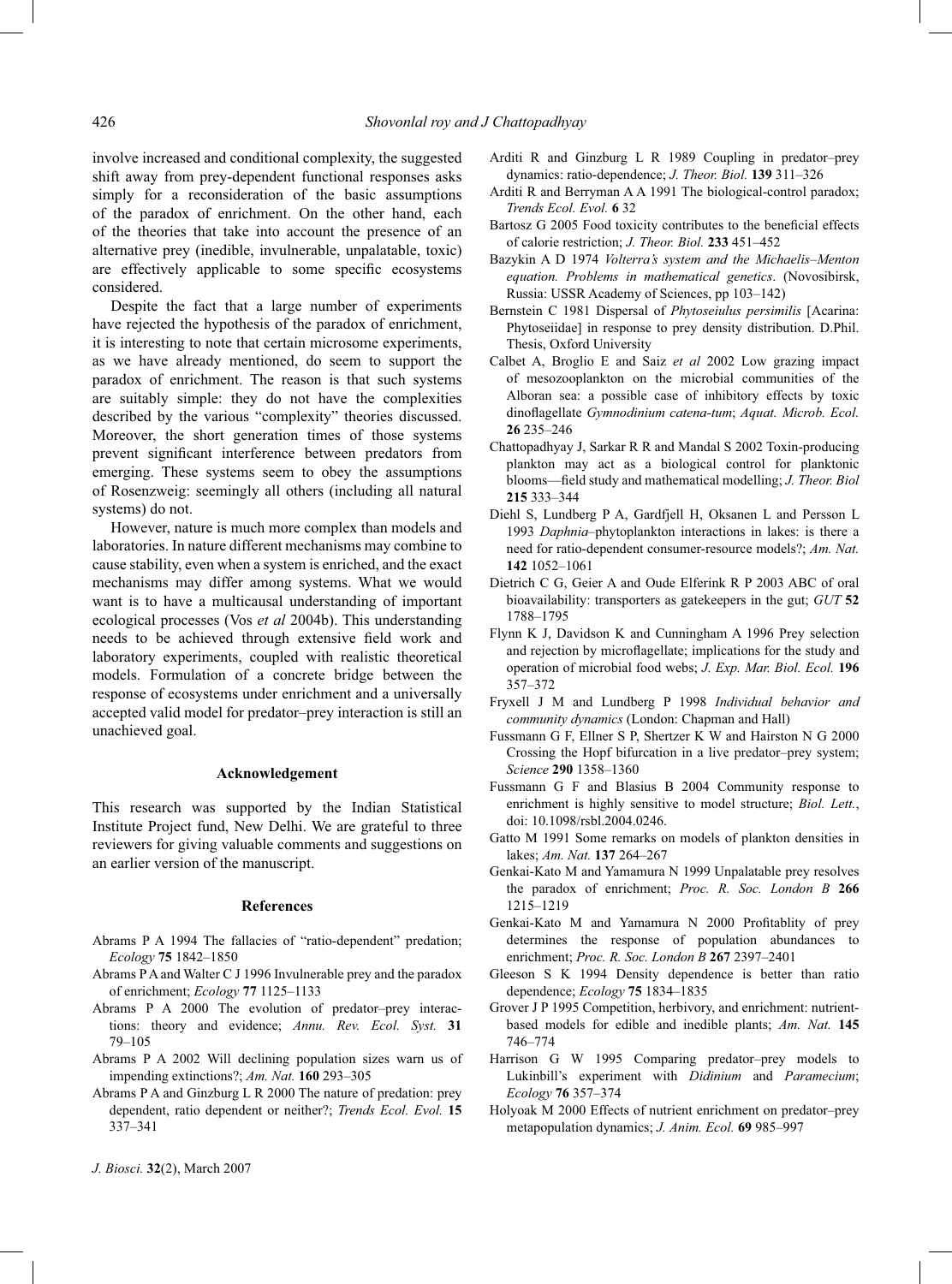involve increased and conditional complexity, the suggested shift away from prey-dependent functional responses asks simply for a reconsideration of the basic assumptions of the paradox of enrichment. On the other hand, each of the theories that take into account the presence of an alternative prey (inedible, invulnerable, unpalatable, toxic) are effectively applicable to some specific ecosystems considered.

Despite the fact that a large number of experiments have rejected the hypothesis of the paradox of enrichment, it is interesting to note that certain microsome experiments, as we have already mentioned, do seem to support the paradox of enrichment. The reason is that such systems are suitably simple: they do not have the complexities described by the various "complexity" theories discussed. Moreover, the short generation times of those systems prevent significant interference between predators from emerging. These systems seem to obey the assumptions of Rosenzweig: seemingly all others (including all natural systems) do not.

However, nature is much more complex than models and laboratories. In nature different mechanisms may combine to cause stability, even when a system is enriched, and the exact mechanisms may differ among systems. What we would want is to have a multicausal understanding of important ecological processes (Vos *et al* 2004b). This understanding needs to be achieved through extensive field work and laboratory experiments, coupled with realistic theoretical models. Formulation of a concrete bridge between the response of ecosystems under enrichment and a universally accepted valid model for predator–prey interaction is still an unachieved goal.

## Acknowledgement

This research was supported by the Indian Statistical Institute Project fund, New Delhi. We are grateful to three reviewers for giving valuable comments and suggestions on an earlier version of the manuscript.

## References

Abrams P A 1994 The fallacies of "ratio-dependent" predation; *Ecology* **75** 1842–1850

Abrams P A and Walter C J 1996 Invulnerable prey and the paradox of enrichment; *Ecology* **77** 1125–1133

Abrams P A 2000 The evolution of predator–prey interactions: theory and evidence; *Annu. Rev. Ecol. Syst.* **31** 79–105

Abrams P A 2002 Will declining population sizes warn us of impending extinctions?; *Am. Nat.* **160** 293–305

Abrams P A and Ginzburg L R 2000 The nature of predation: prey dependent, ratio dependent or neither?; *Trends Ecol. Evol.* **15** 337–341

Arditi R and Ginzburg L R 1989 Coupling in predator–prey dynamics: ratio-dependence; *J. Theor. Biol.* **139** 311–326

Arditi R and Berryman A A 1991 The biological-control paradox; *Trends Ecol. Evol.* **6** 32

Bartosz G 2005 Food toxicity contributes to the beneficial effects of calorie restriction; *J. Theor. Biol.* **233** 451–452

Bazykin A D 1974 *Volterra's system and the Michaelis–Menton equation. Problems in mathematical genetics*. (Novosibirsk, Russia: USSR Academy of Sciences, pp 103–142)

Bernstein C 1981 Dispersal of *Phytoseiulus persimilis* [Acarina: Phytoseiidae] in response to prey density distribution. D.Phil. Thesis, Oxford University

Calbet A, Broglio E and Saiz *et al* 2002 Low grazing impact of mesozooplankton on the microbial communities of the Alboran sea: a possible case of inhibitory effects by toxic dinoflagellate *Gymnodinium catena-tum*; *Aquat. Microb. Ecol.* **26** 235–246

Chattopadhyay J, Sarkar R R and Mandal S 2002 Toxin-producing plankton may act as a biological control for planktonic blooms—field study and mathematical modelling; *J. Theor. Biol* **215** 333–344

Diehl S, Lundberg P A, Gardfjell H, Oksanen L and Persson L 1993 *Daphnia*–phytoplankton interactions in lakes: is there a need for ratio-dependent consumer-resource models?; *Am. Nat.* **142** 1052–1061

Dietrich C G, Geier A and Oude Elferink R P 2003 ABC of oral bioavailability: transporters as gatekeepers in the gut; *GUT* **52** 1788–1795

Flynn K J, Davidson K and Cunningham A 1996 Prey selection and rejection by microflagellate; implications for the study and operation of microbial food webs; *J. Exp. Mar. Biol. Ecol.* **196** 357–372

Fryxell J M and Lundberg P 1998 *Individual behavior and community dynamics* (London: Chapman and Hall)

Fussmann G F, Ellner S P, Shertzer K W and Hairston N G 2000 Crossing the Hopf bifurcation in a live predator–prey system; *Science* **290** 1358–1360

Fussmann G F and Blasius B 2004 Community response to enrichment is highly sensitive to model structure; *Biol. Lett.*, doi: 10.1098/rsbl.2004.0246.

Gatto M 1991 Some remarks on models of plankton densities in lakes; *Am. Nat.* **137** 264–267

Genkai-Kato M and Yamamura N 1999 Unpalatable prey resolves the paradox of enrichment; *Proc. R. Soc. London B* **266** 1215–1219

Genkai-Kato M and Yamamura N 2000 Profitablity of prey determines the response of population abundances to enrichment; *Proc. R. Soc. London B* **267** 2397–2401

Gleeson S K 1994 Density dependence is better than ratio dependence; *Ecology* **75** 1834–1835

Grover J P 1995 Competition, herbivory, and enrichment: nutrient-based models for edible and inedible plants; *Am. Nat.* **145** 746–774

Harrison G W 1995 Comparing predator–prey models to Lukinbill's experiment with *Didinium* and *Paramecium*; *Ecology* **76** 357–374

Holyoak M 2000 Effects of nutrient enrichment on predator–prey metapopulation dynamics; *J. Anim. Ecol.* **69** 985–997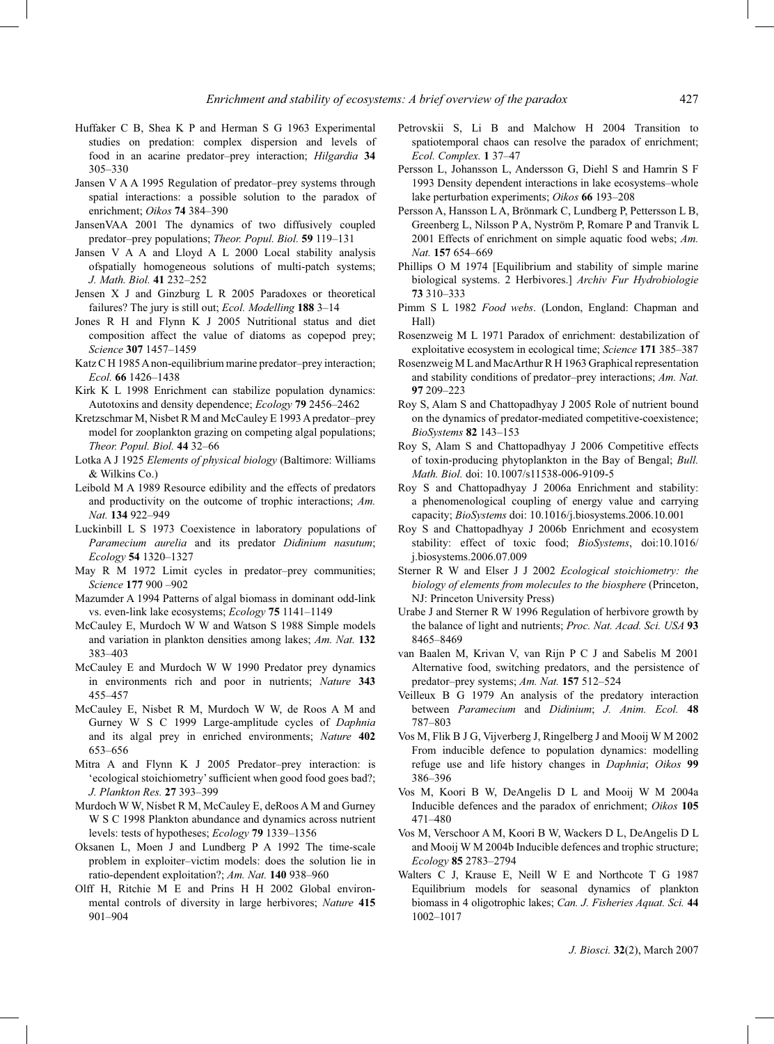Huffaker C B, Shea K P and Herman S G 1963 Experimental studies on predation: complex dispersion and levels of food in an acarine predator–prey interaction; *Hilgardia* **34** 305–330

Jansen V A A 1995 Regulation of predator–prey systems through spatial interactions: a possible solution to the paradox of enrichment; *Oikos* **74** 384–390

JansenVAA 2001 The dynamics of two diffusively coupled predator–prey populations; *Theor. Popul. Biol.* **59** 119–131

Jansen V A A and Lloyd A L 2000 Local stability analysis ofspatially homogeneous solutions of multi-patch systems; *J. Math. Biol.* **41** 232–252

Jensen X J and Ginzburg L R 2005 Paradoxes or theoretical failures? The jury is still out; *Ecol. Modelling* **188** 3–14

Jones R H and Flynn K J 2005 Nutritional status and diet composition affect the value of diatoms as copepod prey; *Science* **307** 1457–1459

Katz C H 1985 A non-equilibrium marine predator–prey interaction; *Ecol.* **66** 1426–1438

Kirk K L 1998 Enrichment can stabilize population dynamics: Autotoxins and density dependence; *Ecology* **79** 2456–2462

Kretzschmar M, Nisbet R M and McCauley E 1993 A predator–prey model for zooplankton grazing on competing algal populations; *Theor. Popul. Biol.* **44** 32–66

Lotka A J 1925 *Elements of physical biology* (Baltimore: Williams & Wilkins Co.)

Leibold M A 1989 Resource edibility and the effects of predators and productivity on the outcome of trophic interactions; *Am. Nat.* **134** 922–949

Luckinbill L S 1973 Coexistence in laboratory populations of *Paramecium aurelia* and its predator *Didinium nasutum*; *Ecology* **54** 1320–1327

May R M 1972 Limit cycles in predator–prey communities; *Science* **177** 900 –902

Mazumder A 1994 Patterns of algal biomass in dominant odd-link vs. even-link lake ecosystems; *Ecology* **75** 1141–1149

McCauley E, Murdoch W W and Watson S 1988 Simple models and variation in plankton densities among lakes; *Am. Nat.* **132** 383–403

McCauley E and Murdoch W W 1990 Predator prey dynamics in environments rich and poor in nutrients; *Nature* **343** 455–457

McCauley E, Nisbet R M, Murdoch W W, de Roos A M and Gurney W S C 1999 Large-amplitude cycles of *Daphnia* and its algal prey in enriched environments; *Nature* **402** 653–656

Mitra A and Flynn K J 2005 Predator–prey interaction: is 'ecological stoichiometry' sufficient when good food goes bad?; *J. Plankton Res.* **27** 393–399

Murdoch W W, Nisbet R M, McCauley E, deRoos A M and Gurney W S C 1998 Plankton abundance and dynamics across nutrient levels: tests of hypotheses; *Ecology* **79** 1339–1356

Oksanen L, Moen J and Lundberg P A 1992 The time-scale problem in exploiter–victim models: does the solution lie in ratio-dependent exploitation?; *Am. Nat.* **140** 938–960

Olff H, Ritchie M E and Prins H H 2002 Global environmental controls of diversity in large herbivores; *Nature* **415** 901–904

Petrovskii S, Li B and Malchow H 2004 Transition to spatiotemporal chaos can resolve the paradox of enrichment; *Ecol. Complex.* **1** 37–47

Persson L, Johansson L, Andersson G, Diehl S and Hamrin S F 1993 Density dependent interactions in lake ecosystems–whole lake perturbation experiments; *Oikos* **66** 193–208

Persson A, Hansson L A, Brönmark C, Lundberg P, Pettersson L B, Greenberg L, Nilsson P A, Nyström P, Romare P and Tranvik L 2001 Effects of enrichment on simple aquatic food webs; *Am. Nat.* **157** 654–669

Phillips O M 1974 [Equilibrium and stability of simple marine biological systems. 2 Herbivores.] *Archiv Fur Hydrobiologie* **73** 310–333

Pimm S L 1982 *Food webs*. (London, England: Chapman and Hall)

Rosenzweig M L 1971 Paradox of enrichment: destabilization of exploitative ecosystem in ecological time; *Science* **171** 385–387

Rosenzweig M L and MacArthur R H 1963 Graphical representation and stability conditions of predator–prey interactions; *Am. Nat.* **97** 209–223

Roy S, Alam S and Chattopadhyay J 2005 Role of nutrient bound on the dynamics of predator-mediated competitive-coexistence; *BioSystems* **82** 143–153

Roy S, Alam S and Chattopadhyay J 2006 Competitive effects of toxin-producing phytoplankton in the Bay of Bengal; *Bull. Math. Biol.* doi: 10.1007/s11538-006-9109-5

Roy S and Chattopadhyay J 2006a Enrichment and stability: a phenomenological coupling of energy value and carrying capacity; *BioSystems* doi: 10.1016/j.biosystems.2006.10.001

Roy S and Chattopadhyay J 2006b Enrichment and ecosystem stability: effect of toxic food; *BioSystems*, doi:10.1016/j.biosystems.2006.07.009

Sterner R W and Elser J J 2002 *Ecological stoichiometry: the biology of elements from molecules to the biosphere* (Princeton, NJ: Princeton University Press)

Urabe J and Sterner R W 1996 Regulation of herbivore growth by the balance of light and nutrients; *Proc. Nat. Acad. Sci. USA* **93** 8465–8469

van Baalen M, Krivan V, van Rijn P C J and Sabelis M 2001 Alternative food, switching predators, and the persistence of predator–prey systems; *Am. Nat.* **157** 512–524

Veilleux B G 1979 An analysis of the predatory interaction between *Paramecium* and *Didinium*; *J. Anim. Ecol.* **48** 787–803

Vos M, Flik B J G, Vijverberg J, Ringelberg J and Mooij W M 2002 From inducible defence to population dynamics: modelling refuge use and life history changes in *Daphnia*; *Oikos* **99** 386–396

Vos M, Koori B W, DeAngelis D L and Mooij W M 2004a Inducible defences and the paradox of enrichment; *Oikos* **105** 471–480

Vos M, Verschoor A M, Koori B W, Wackers D L, DeAngelis D L and Mooij W M 2004b Inducible defences and trophic structure; *Ecology* **85** 2783–2794

Walters C J, Krause E, Neill W E and Northcote T G 1987 Equilibrium models for seasonal dynamics of plankton biomass in 4 oligotrophic lakes; *Can. J. Fisheries Aquat. Sci.* **44** 1002–1017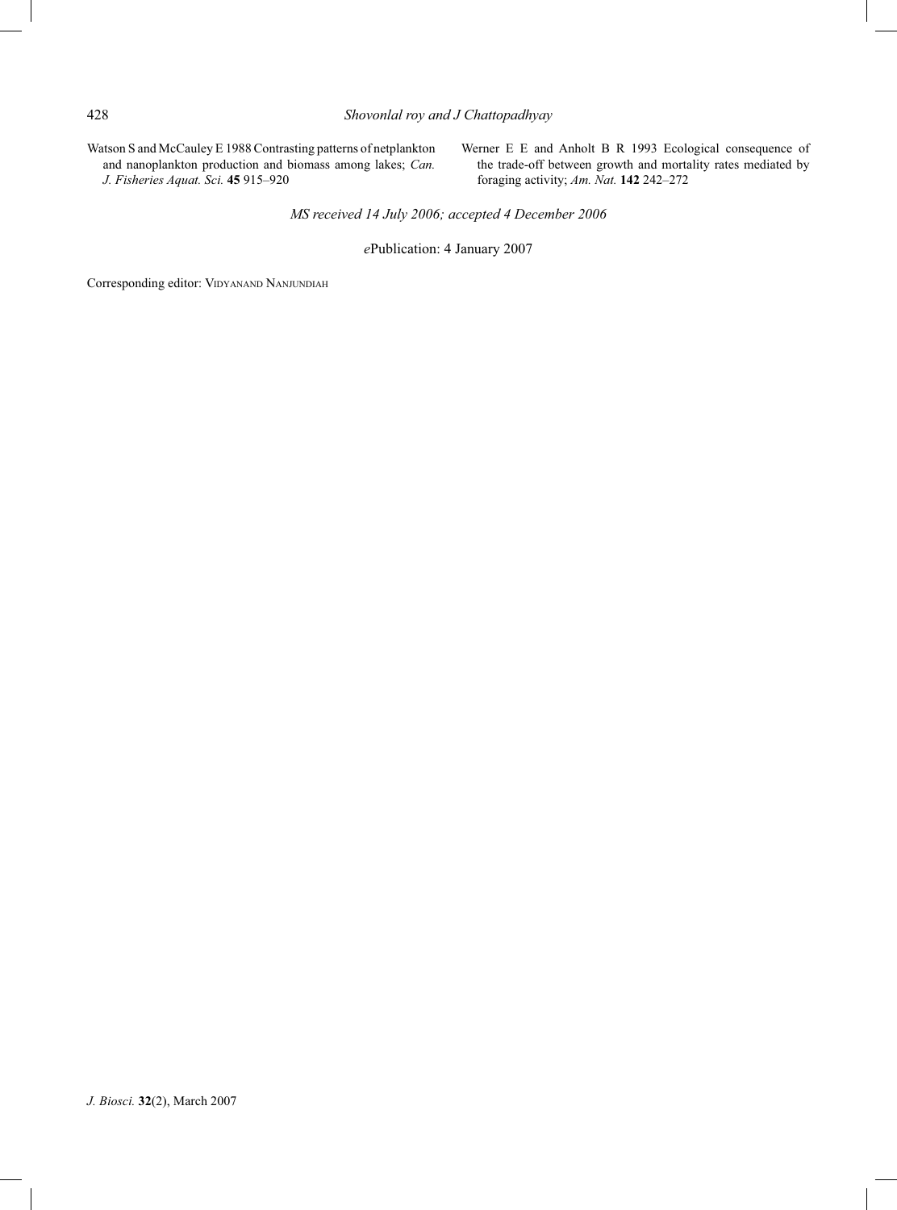Watson S and McCauley E 1988 Contrasting patterns of netplankton and nanoplankton production and biomass among lakes; *Can. J. Fisheries Aquat. Sci.* **45** 915–920

Werner E E and Anholt B R 1993 Ecological consequence of the trade-off between growth and mortality rates mediated by foraging activity; *Am. Nat.* **142** 242–272

*MS received 14 July 2006; accepted 4 December 2006*

*e*Publication: 4 January 2007

Corresponding editor: Vidyanand Nanjundiah